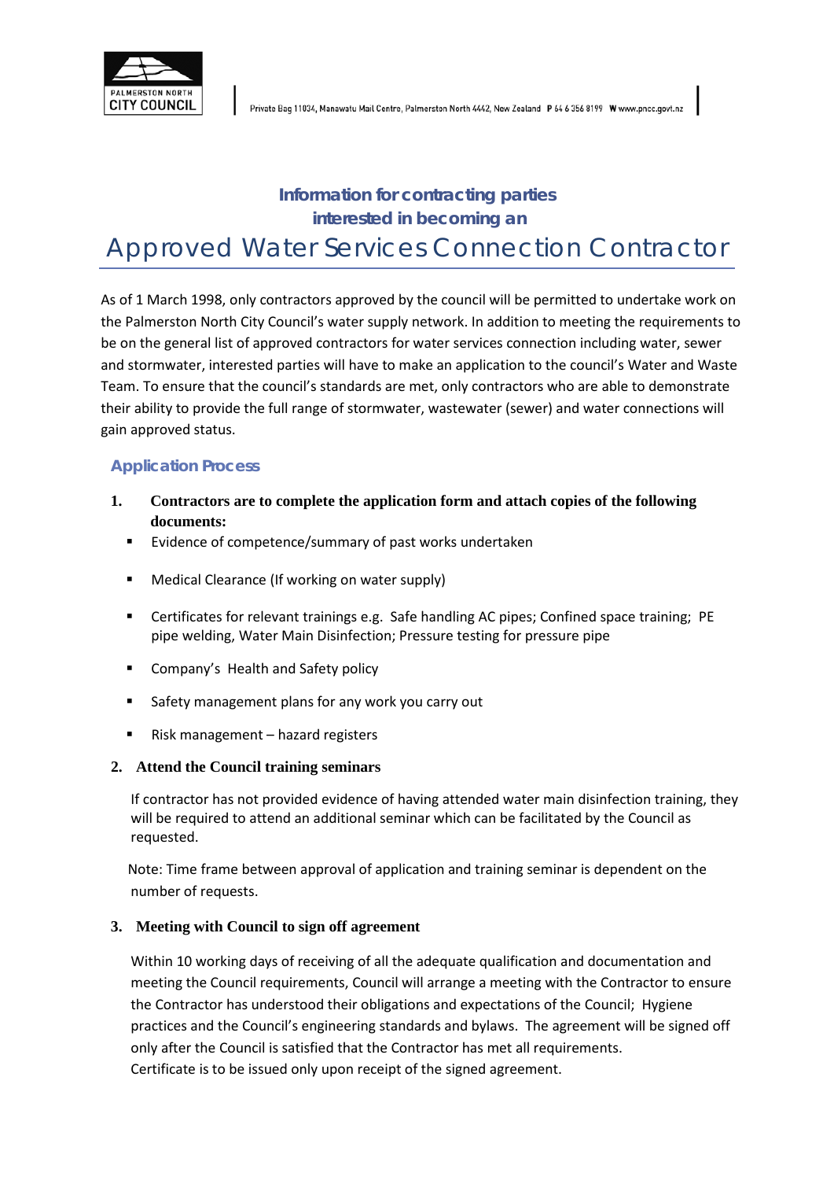Information for contracting parties interested in becoming an

# Approved Water Services Connection Contractor

As of 1 March 1998, only contractors approved by the council will be permitted to undertake work on the Palmerston North City Council's water supply network. In addition to meeting the requirements to be on the general list of approved contractors for water services connection including water, sewer and stormwater, interested parties will have to make an application to the council's Water and Waste Team. To ensure that the council's standards are met, only contractors who are able to demonstrate their ability to provide the full range of stormwater, wastewater (sewer) and water connections will gain approved status.

## Application Process

1. **Contractors are to complete the application form and attach copies of the following documents:**
   - Evidence of competence/summary of past works undertaken
   - Medical Clearance (If working on water supply)
   - Certificates for relevant trainings e.g. Safe handling AC pipes; Confined space training; PE pipe welding, Water Main Disinfection; Pressure testing for pressure pipe
   - Company's Health and Safety policy
   - Safety management plans for any work you carry out
   - Risk management – hazard registers

2. **Attend the Council training seminars**

   If contractor has not provided evidence of having attended water main disinfection training, they will be required to attend an additional seminar which can be facilitated by the Council as requested.

   Note: Time frame between approval of application and training seminar is dependent on the number of requests.

3. **Meeting with Council to sign off agreement**

   Within 10 working days of receiving of all the adequate qualification and documentation and meeting the Council requirements, Council will arrange a meeting with the Contractor to ensure the Contractor has understood their obligations and expectations of the Council; Hygiene practices and the Council's engineering standards and bylaws. The agreement will be signed off only after the Council is satisfied that the Contractor has met all requirements. Certificate is to be issued only upon receipt of the signed agreement.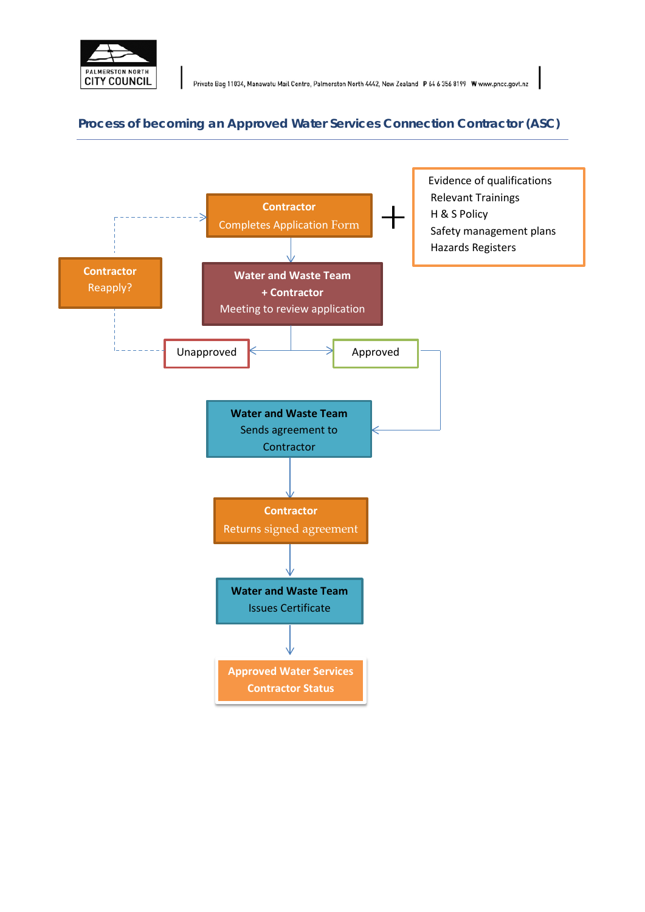PALMERSTON NORTH CITY COUNCIL

Private Bag 11034, Manawatu Mail Centre, Palmerston North 4442, New Zealand P 64 6 356 8199 W www.pncc.govt.nz

## Process of becoming an Approved Water Services Connection Contractor (ASC)

**Contractor**
Completes Application Form

+

Evidence of qualifications
Relevant Trainings
H & S Policy
Safety management plans
Hazards Registers

**Water and Waste Team**
**+ Contractor**
Meeting to review application

Unapproved → **Contractor** Reapply?

Approved

**Water and Waste Team**
Sends agreement to Contractor

**Contractor**
Returns signed agreement

**Water and Waste Team**
Issues Certificate

**Approved Water Services Contractor Status**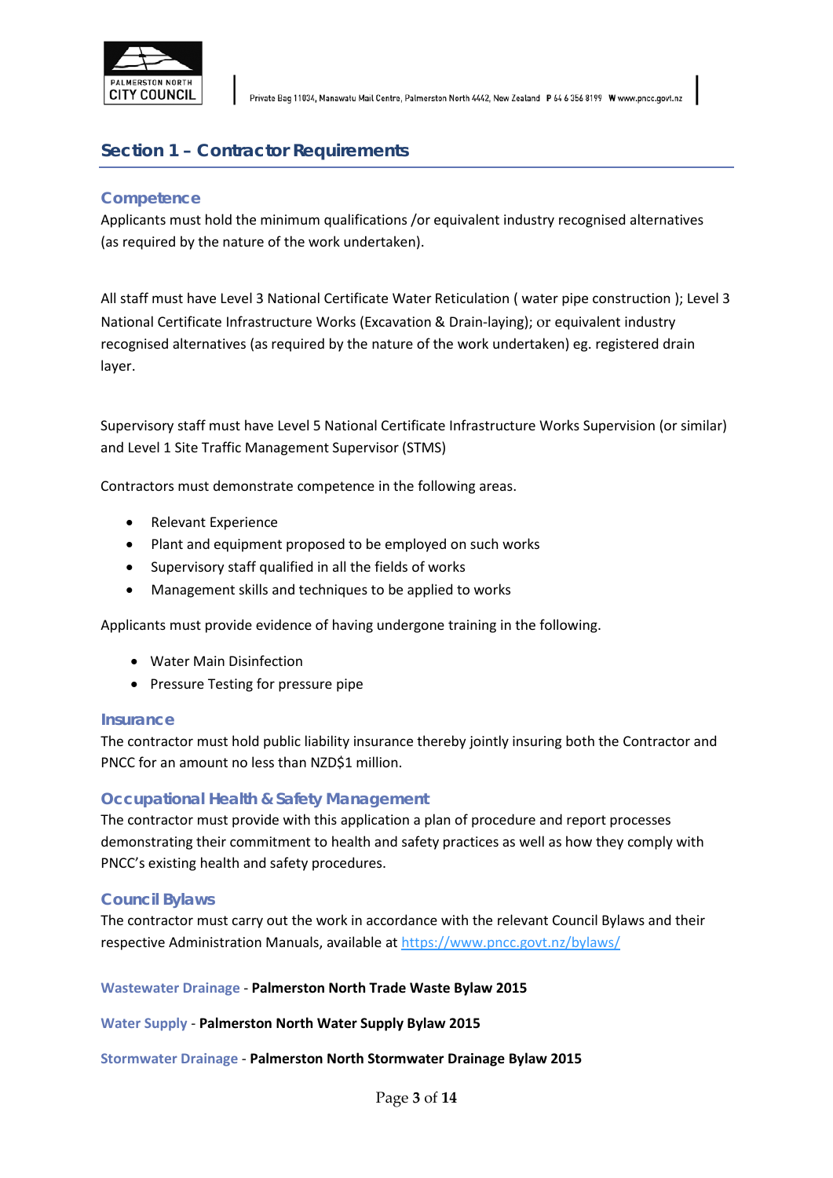## Section 1 – Contractor Requirements

### Competence

Applicants must hold the minimum qualifications /or equivalent industry recognised alternatives (as required by the nature of the work undertaken).

All staff must have Level 3 National Certificate Water Reticulation ( water pipe construction ); Level 3 National Certificate Infrastructure Works (Excavation & Drain-laying); or equivalent industry recognised alternatives (as required by the nature of the work undertaken) eg. registered drain layer.

Supervisory staff must have Level 5 National Certificate Infrastructure Works Supervision (or similar) and Level 1 Site Traffic Management Supervisor (STMS)

Contractors must demonstrate competence in the following areas.

- Relevant Experience
- Plant and equipment proposed to be employed on such works
- Supervisory staff qualified in all the fields of works
- Management skills and techniques to be applied to works

Applicants must provide evidence of having undergone training in the following.

- Water Main Disinfection
- Pressure Testing for pressure pipe

### Insurance

The contractor must hold public liability insurance thereby jointly insuring both the Contractor and PNCC for an amount no less than NZD$1 million.

### Occupational Health & Safety Management

The contractor must provide with this application a plan of procedure and report processes demonstrating their commitment to health and safety practices as well as how they comply with PNCC's existing health and safety procedures.

### Council Bylaws

The contractor must carry out the work in accordance with the relevant Council Bylaws and their respective Administration Manuals, available at https://www.pncc.govt.nz/bylaws/

Wastewater Drainage - **Palmerston North Trade Waste Bylaw 2015**

Water Supply - **Palmerston North Water Supply Bylaw 2015**

Stormwater Drainage - **Palmerston North Stormwater Drainage Bylaw 2015**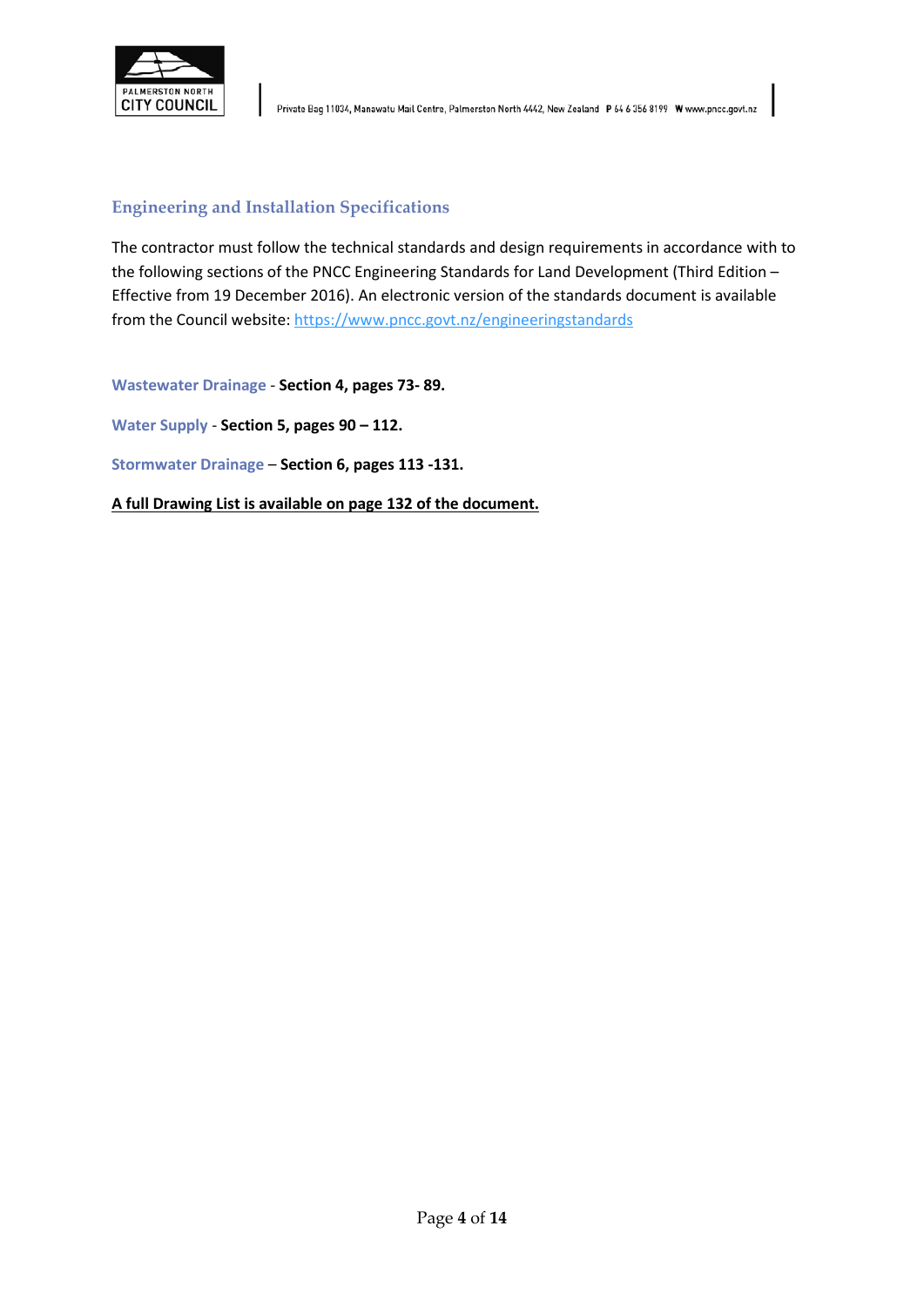## Engineering and Installation Specifications

The contractor must follow the technical standards and design requirements in accordance with to the following sections of the PNCC Engineering Standards for Land Development (Third Edition – Effective from 19 December 2016). An electronic version of the standards document is available from the Council website: https://www.pncc.govt.nz/engineeringstandards

Wastewater Drainage - **Section 4, pages 73- 89.**

Water Supply - **Section 5, pages 90 – 112.**

Stormwater Drainage – **Section 6, pages 113 -131.**

**A full Drawing List is available on page 132 of the document.**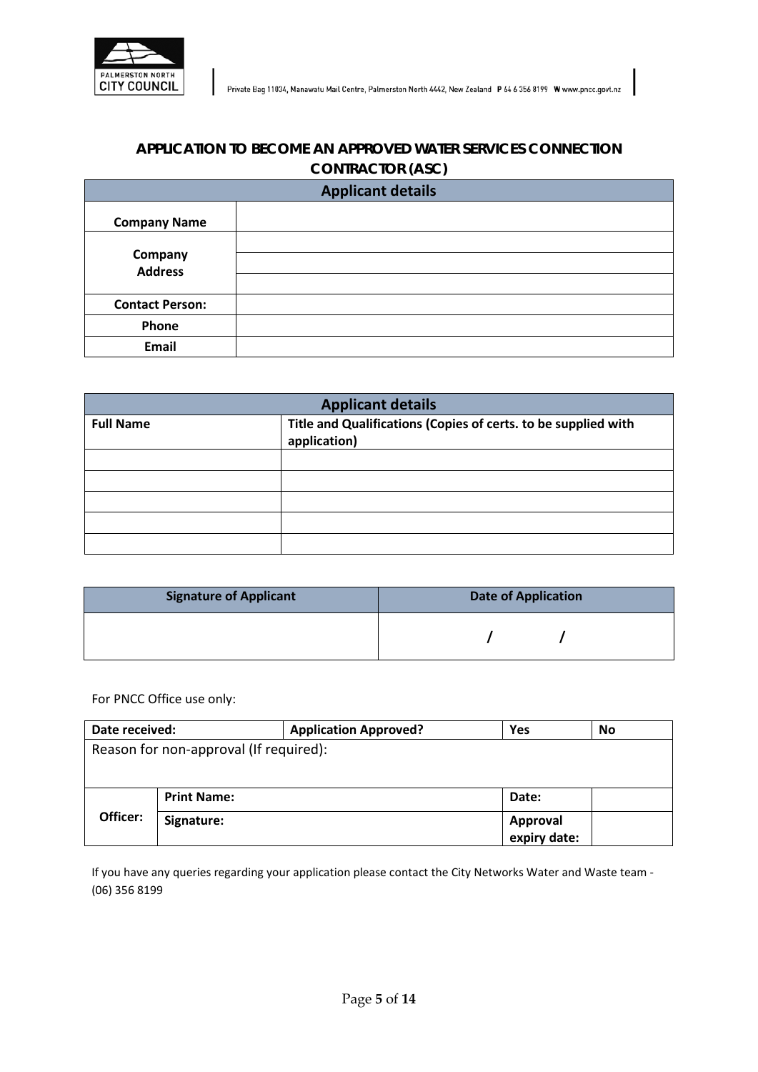# APPLICATION TO BECOME AN APPROVED WATER SERVICES CONNECTION CONTRACTOR (ASC)

| Applicant details | |
|---|---|
| **Company Name** | |
| **Company Address** | |
| | |
| | |
| **Contact Person:** | |
| **Phone** | |
| **Email** | |

| Applicant details | |
|---|---|
| **Full Name** | **Title and Qualifications (Copies of certs. to be supplied with application)** |
| | |
| | |
| | |
| | |
| | |

| Signature of Applicant | Date of Application |
|---|---|
| | / / |

For PNCC Office use only:

| Date received: | | Application Approved? | Yes | No |
|---|---|---|---|---|
| Reason for non-approval (If required): | | | | |
| **Officer:** | **Print Name:** | | **Date:** | |
| | **Signature:** | | **Approval expiry date:** | |

If you have any queries regarding your application please contact the City Networks Water and Waste team - (06) 356 8199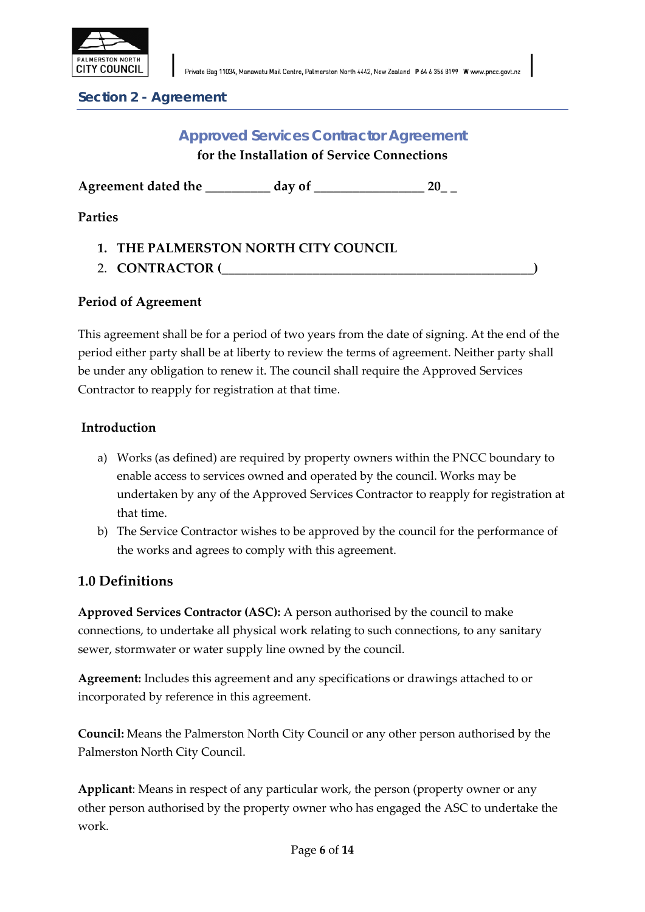## Section 2 - Agreement

# Approved Services Contractor Agreement

**for the Installation of Service Connections**

**Agreement dated the __________ day of _________________ 20_ _**

**Parties**

1. **THE PALMERSTON NORTH CITY COUNCIL**
2. **CONTRACTOR (__________________________________________________)**

**Period of Agreement**

This agreement shall be for a period of two years from the date of signing. At the end of the period either party shall be at liberty to review the terms of agreement. Neither party shall be under any obligation to renew it. The council shall require the Approved Services Contractor to reapply for registration at that time.

**Introduction**

a) Works (as defined) are required by property owners within the PNCC boundary to enable access to services owned and operated by the council. Works may be undertaken by any of the Approved Services Contractor to reapply for registration at that time.

b) The Service Contractor wishes to be approved by the council for the performance of the works and agrees to comply with this agreement.

## 1.0 Definitions

**Approved Services Contractor (ASC):** A person authorised by the council to make connections, to undertake all physical work relating to such connections, to any sanitary sewer, stormwater or water supply line owned by the council.

**Agreement:** Includes this agreement and any specifications or drawings attached to or incorporated by reference in this agreement.

**Council:** Means the Palmerston North City Council or any other person authorised by the Palmerston North City Council.

**Applicant**: Means in respect of any particular work, the person (property owner or any other person authorised by the property owner who has engaged the ASC to undertake the work.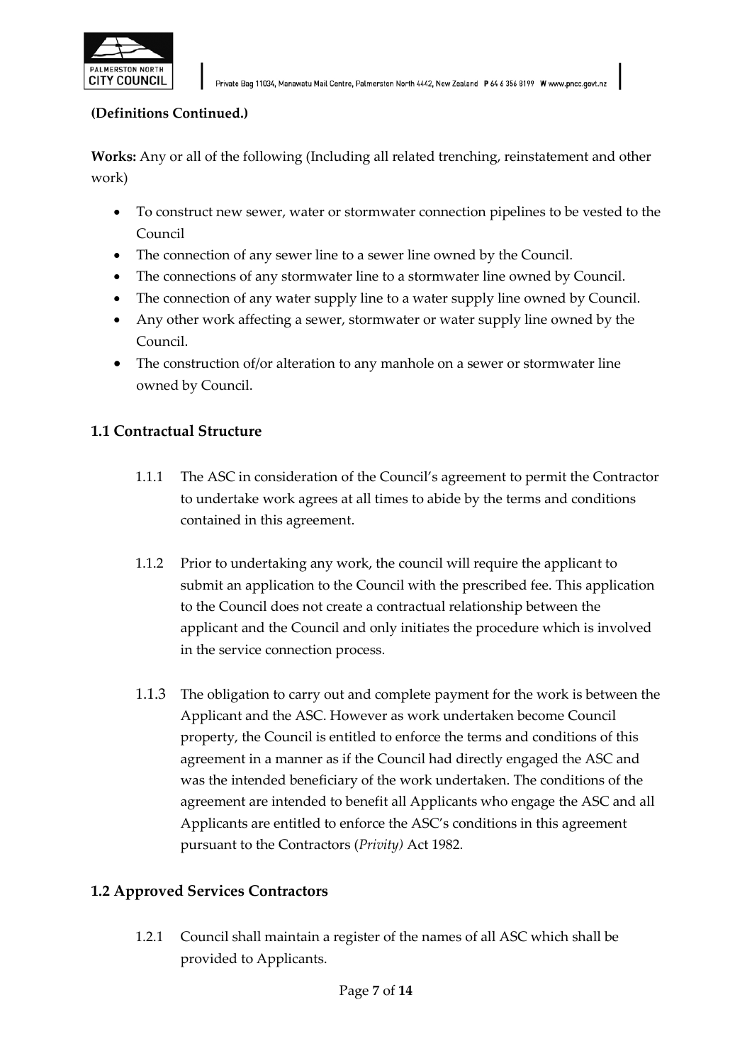**(Definitions Continued.)**

**Works:** Any or all of the following (Including all related trenching, reinstatement and other work)

- To construct new sewer, water or stormwater connection pipelines to be vested to the Council
- The connection of any sewer line to a sewer line owned by the Council.
- The connections of any stormwater line to a stormwater line owned by Council.
- The connection of any water supply line to a water supply line owned by Council.
- Any other work affecting a sewer, stormwater or water supply line owned by the Council.
- The construction of/or alteration to any manhole on a sewer or stormwater line owned by Council.

### 1.1 Contractual Structure

1.1.1 The ASC in consideration of the Council's agreement to permit the Contractor to undertake work agrees at all times to abide by the terms and conditions contained in this agreement.

1.1.2 Prior to undertaking any work, the council will require the applicant to submit an application to the Council with the prescribed fee. This application to the Council does not create a contractual relationship between the applicant and the Council and only initiates the procedure which is involved in the service connection process.

1.1.3 The obligation to carry out and complete payment for the work is between the Applicant and the ASC. However as work undertaken become Council property, the Council is entitled to enforce the terms and conditions of this agreement in a manner as if the Council had directly engaged the ASC and was the intended beneficiary of the work undertaken. The conditions of the agreement are intended to benefit all Applicants who engage the ASC and all Applicants are entitled to enforce the ASC's conditions in this agreement pursuant to the Contractors (*Privity)* Act 1982.

### 1.2 Approved Services Contractors

1.2.1 Council shall maintain a register of the names of all ASC which shall be provided to Applicants.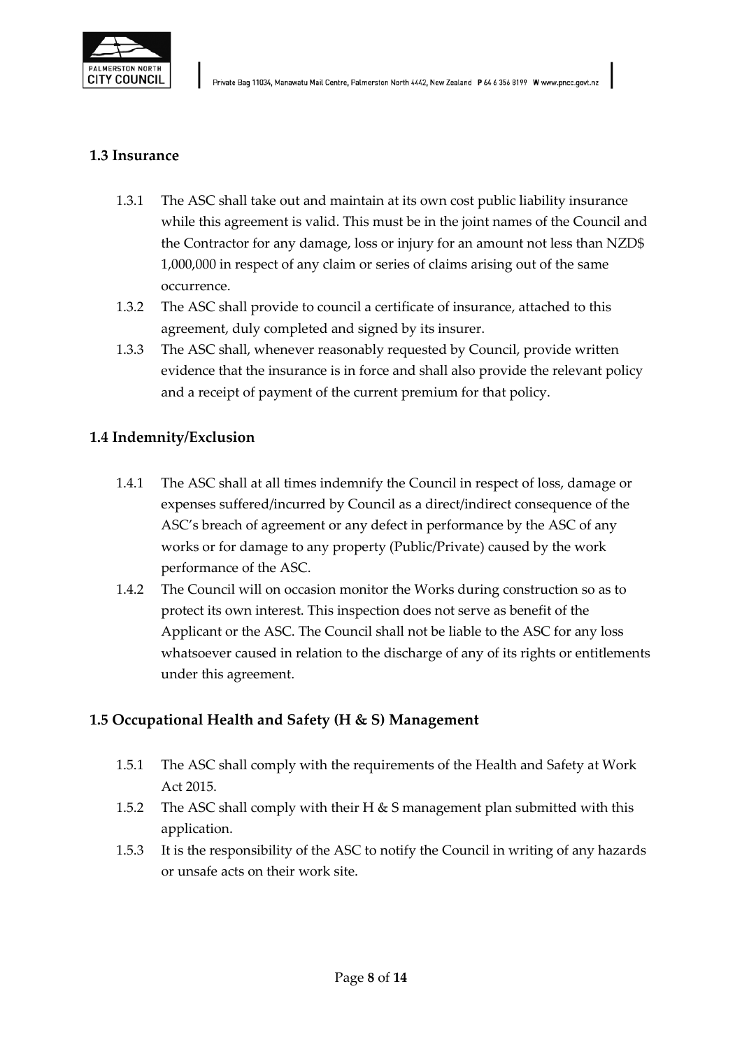## 1.3 Insurance

1.3.1 The ASC shall take out and maintain at its own cost public liability insurance while this agreement is valid. This must be in the joint names of the Council and the Contractor for any damage, loss or injury for an amount not less than NZD$ 1,000,000 in respect of any claim or series of claims arising out of the same occurrence.

1.3.2 The ASC shall provide to council a certificate of insurance, attached to this agreement, duly completed and signed by its insurer.

1.3.3 The ASC shall, whenever reasonably requested by Council, provide written evidence that the insurance is in force and shall also provide the relevant policy and a receipt of payment of the current premium for that policy.

## 1.4 Indemnity/Exclusion

1.4.1 The ASC shall at all times indemnify the Council in respect of loss, damage or expenses suffered/incurred by Council as a direct/indirect consequence of the ASC's breach of agreement or any defect in performance by the ASC of any works or for damage to any property (Public/Private) caused by the work performance of the ASC.

1.4.2 The Council will on occasion monitor the Works during construction so as to protect its own interest. This inspection does not serve as benefit of the Applicant or the ASC. The Council shall not be liable to the ASC for any loss whatsoever caused in relation to the discharge of any of its rights or entitlements under this agreement.

## 1.5 Occupational Health and Safety (H & S) Management

1.5.1 The ASC shall comply with the requirements of the Health and Safety at Work Act 2015.

1.5.2 The ASC shall comply with their H & S management plan submitted with this application.

1.5.3 It is the responsibility of the ASC to notify the Council in writing of any hazards or unsafe acts on their work site.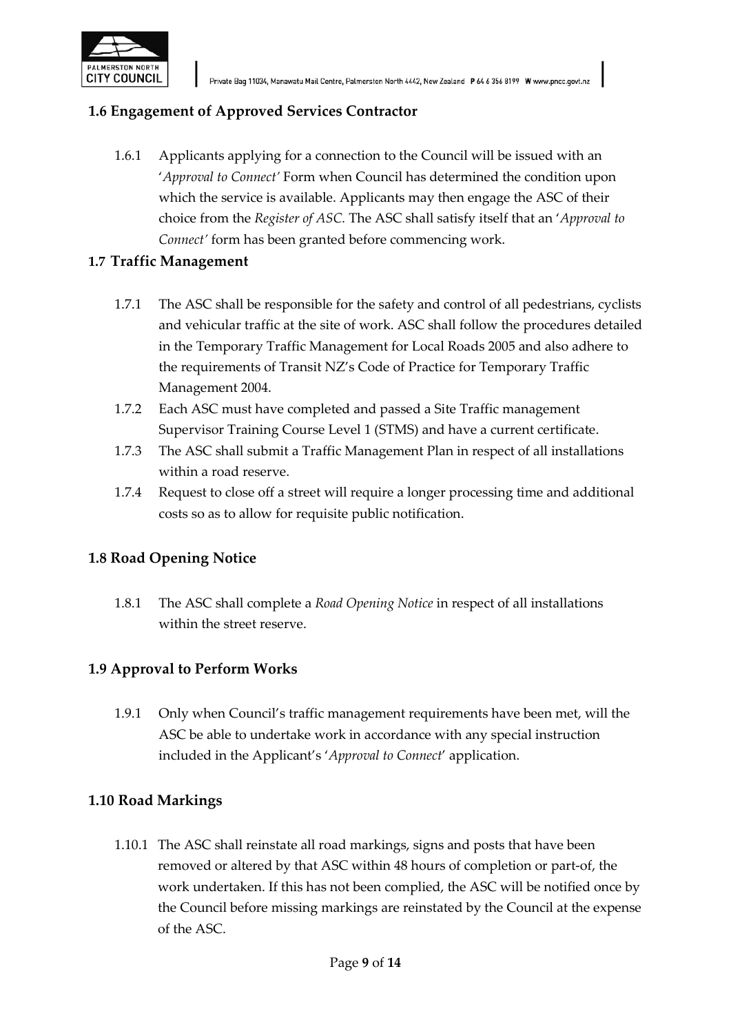## 1.6 Engagement of Approved Services Contractor

1.6.1 Applicants applying for a connection to the Council will be issued with an '*Approval to Connect'* Form when Council has determined the condition upon which the service is available. Applicants may then engage the ASC of their choice from the *Register of ASC.* The ASC shall satisfy itself that an '*Approval to Connect'* form has been granted before commencing work.

## 1.7 Traffic Management

1.7.1 The ASC shall be responsible for the safety and control of all pedestrians, cyclists and vehicular traffic at the site of work. ASC shall follow the procedures detailed in the Temporary Traffic Management for Local Roads 2005 and also adhere to the requirements of Transit NZ's Code of Practice for Temporary Traffic Management 2004.

1.7.2 Each ASC must have completed and passed a Site Traffic management Supervisor Training Course Level 1 (STMS) and have a current certificate.

1.7.3 The ASC shall submit a Traffic Management Plan in respect of all installations within a road reserve.

1.7.4 Request to close off a street will require a longer processing time and additional costs so as to allow for requisite public notification.

## 1.8 Road Opening Notice

1.8.1 The ASC shall complete a *Road Opening Notice* in respect of all installations within the street reserve.

## 1.9 Approval to Perform Works

1.9.1 Only when Council's traffic management requirements have been met, will the ASC be able to undertake work in accordance with any special instruction included in the Applicant's '*Approval to Connect*' application.

## 1.10 Road Markings

1.10.1 The ASC shall reinstate all road markings, signs and posts that have been removed or altered by that ASC within 48 hours of completion or part-of, the work undertaken. If this has not been complied, the ASC will be notified once by the Council before missing markings are reinstated by the Council at the expense of the ASC.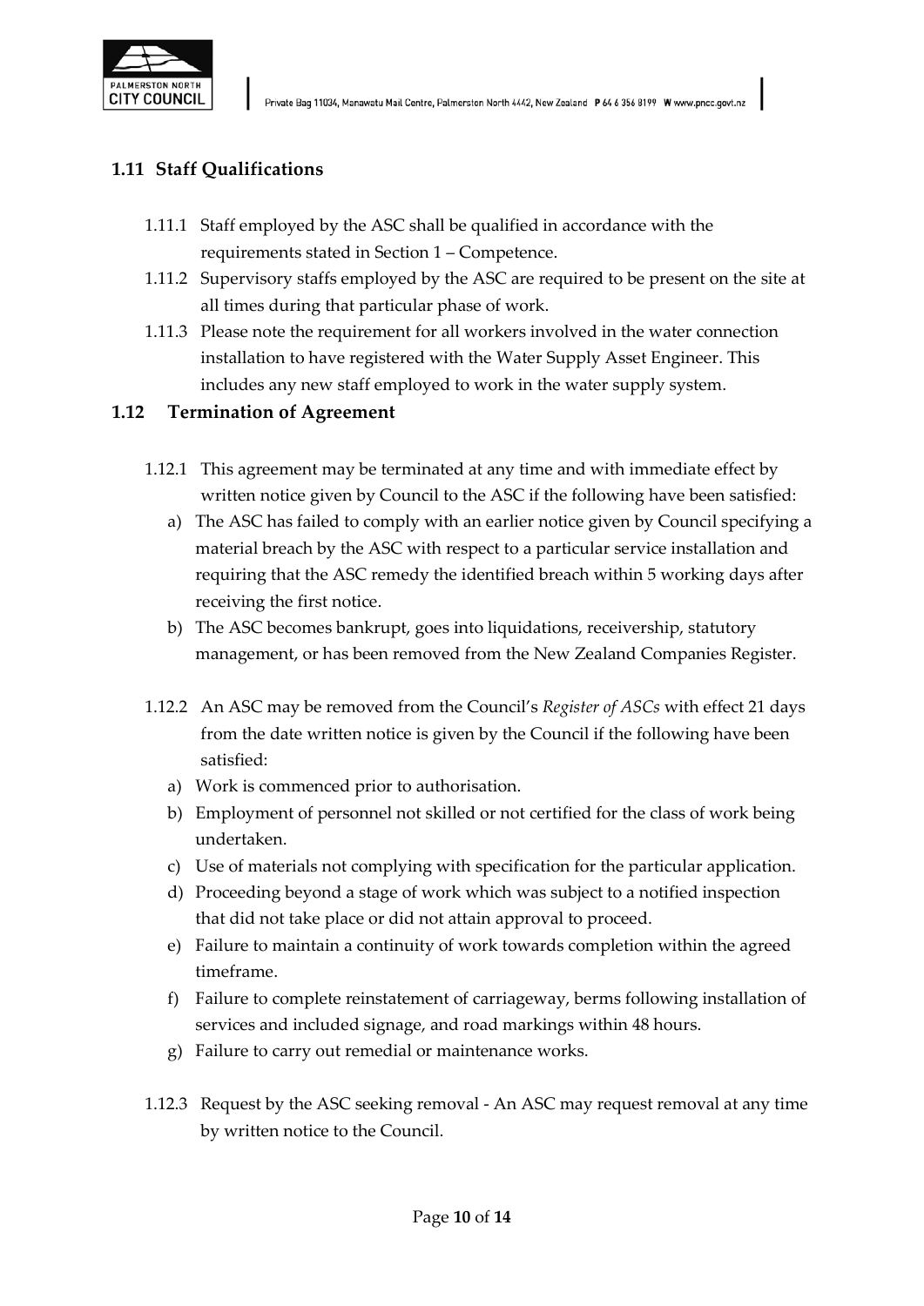## 1.11 Staff Qualifications

1.11.1 Staff employed by the ASC shall be qualified in accordance with the requirements stated in Section 1 – Competence.

1.11.2 Supervisory staffs employed by the ASC are required to be present on the site at all times during that particular phase of work.

1.11.3 Please note the requirement for all workers involved in the water connection installation to have registered with the Water Supply Asset Engineer. This includes any new staff employed to work in the water supply system.

## 1.12 Termination of Agreement

1.12.1 This agreement may be terminated at any time and with immediate effect by written notice given by Council to the ASC if the following have been satisfied:

a) The ASC has failed to comply with an earlier notice given by Council specifying a material breach by the ASC with respect to a particular service installation and requiring that the ASC remedy the identified breach within 5 working days after receiving the first notice.

b) The ASC becomes bankrupt, goes into liquidations, receivership, statutory management, or has been removed from the New Zealand Companies Register.

1.12.2 An ASC may be removed from the Council's *Register of ASCs* with effect 21 days from the date written notice is given by the Council if the following have been satisfied:

a) Work is commenced prior to authorisation.

b) Employment of personnel not skilled or not certified for the class of work being undertaken.

c) Use of materials not complying with specification for the particular application.

d) Proceeding beyond a stage of work which was subject to a notified inspection that did not take place or did not attain approval to proceed.

e) Failure to maintain a continuity of work towards completion within the agreed timeframe.

f) Failure to complete reinstatement of carriageway, berms following installation of services and included signage, and road markings within 48 hours.

g) Failure to carry out remedial or maintenance works.

1.12.3 Request by the ASC seeking removal - An ASC may request removal at any time by written notice to the Council.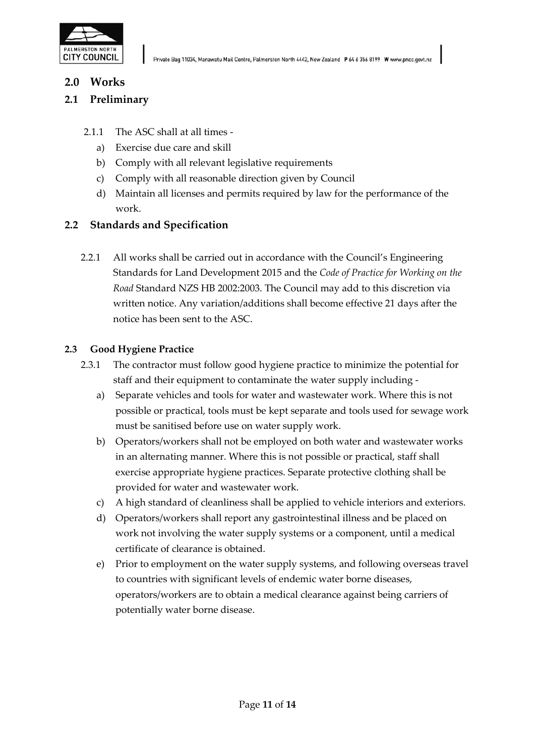## 2.0 Works

### 2.1 Preliminary

2.1.1 The ASC shall at all times -

a) Exercise due care and skill
b) Comply with all relevant legislative requirements
c) Comply with all reasonable direction given by Council
d) Maintain all licenses and permits required by law for the performance of the work.

### 2.2 Standards and Specification

2.2.1 All works shall be carried out in accordance with the Council's Engineering Standards for Land Development 2015 and the *Code of Practice for Working on the Road* Standard NZS HB 2002:2003. The Council may add to this discretion via written notice. Any variation/additions shall become effective 21 days after the notice has been sent to the ASC.

### 2.3 Good Hygiene Practice

2.3.1 The contractor must follow good hygiene practice to minimize the potential for staff and their equipment to contaminate the water supply including -

a) Separate vehicles and tools for water and wastewater work. Where this is not possible or practical, tools must be kept separate and tools used for sewage work must be sanitised before use on water supply work.
b) Operators/workers shall not be employed on both water and wastewater works in an alternating manner. Where this is not possible or practical, staff shall exercise appropriate hygiene practices. Separate protective clothing shall be provided for water and wastewater work.
c) A high standard of cleanliness shall be applied to vehicle interiors and exteriors.
d) Operators/workers shall report any gastrointestinal illness and be placed on work not involving the water supply systems or a component, until a medical certificate of clearance is obtained.
e) Prior to employment on the water supply systems, and following overseas travel to countries with significant levels of endemic water borne diseases, operators/workers are to obtain a medical clearance against being carriers of potentially water borne disease.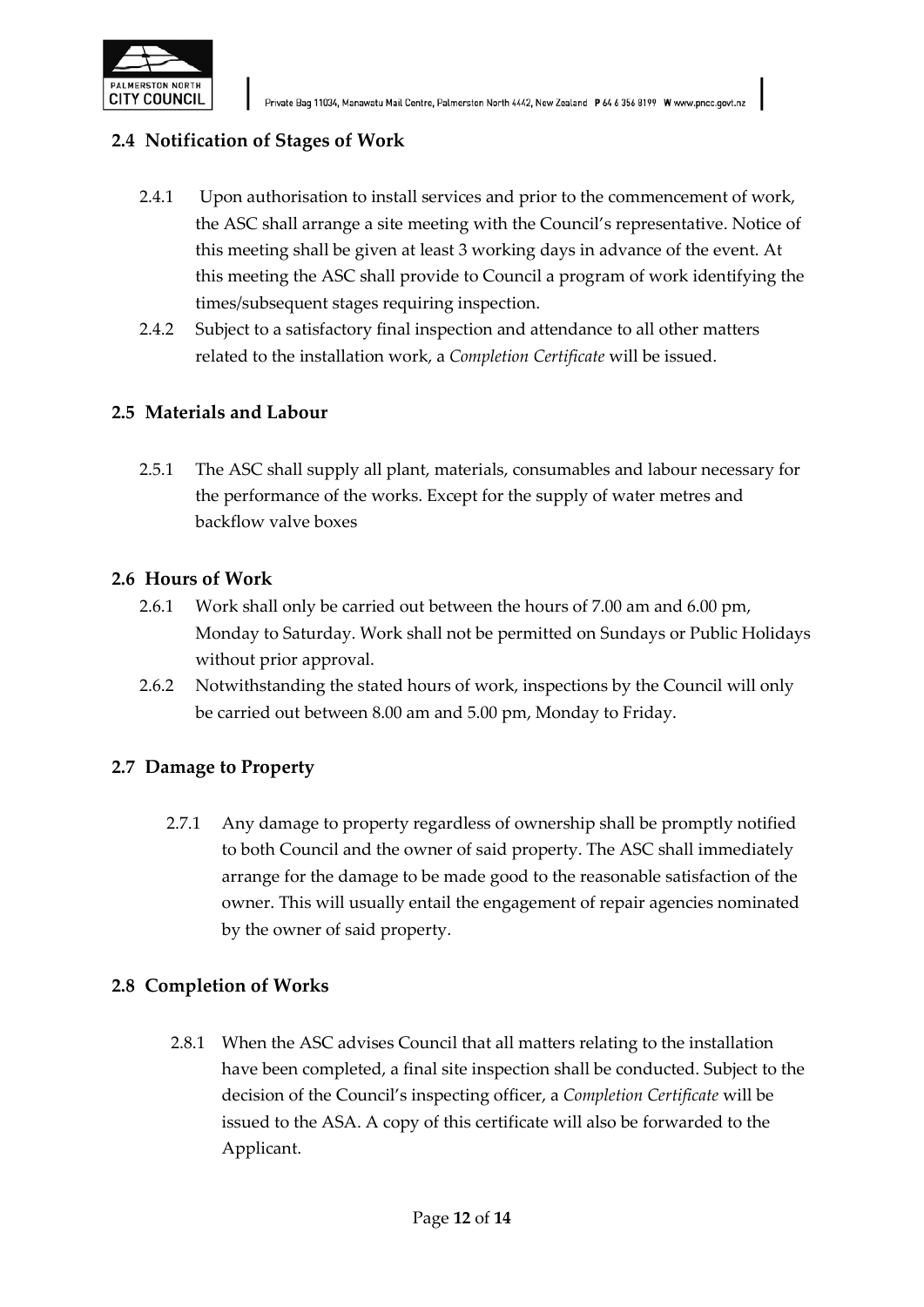## 2.4 Notification of Stages of Work

2.4.1 Upon authorisation to install services and prior to the commencement of work, the ASC shall arrange a site meeting with the Council's representative. Notice of this meeting shall be given at least 3 working days in advance of the event. At this meeting the ASC shall provide to Council a program of work identifying the times/subsequent stages requiring inspection.

2.4.2 Subject to a satisfactory final inspection and attendance to all other matters related to the installation work, a *Completion Certificate* will be issued.

## 2.5 Materials and Labour

2.5.1 The ASC shall supply all plant, materials, consumables and labour necessary for the performance of the works. Except for the supply of water metres and backflow valve boxes

## 2.6 Hours of Work

2.6.1 Work shall only be carried out between the hours of 7.00 am and 6.00 pm, Monday to Saturday. Work shall not be permitted on Sundays or Public Holidays without prior approval.

2.6.2 Notwithstanding the stated hours of work, inspections by the Council will only be carried out between 8.00 am and 5.00 pm, Monday to Friday.

## 2.7 Damage to Property

2.7.1 Any damage to property regardless of ownership shall be promptly notified to both Council and the owner of said property. The ASC shall immediately arrange for the damage to be made good to the reasonable satisfaction of the owner. This will usually entail the engagement of repair agencies nominated by the owner of said property.

## 2.8 Completion of Works

2.8.1 When the ASC advises Council that all matters relating to the installation have been completed, a final site inspection shall be conducted. Subject to the decision of the Council's inspecting officer, a *Completion Certificate* will be issued to the ASA. A copy of this certificate will also be forwarded to the Applicant.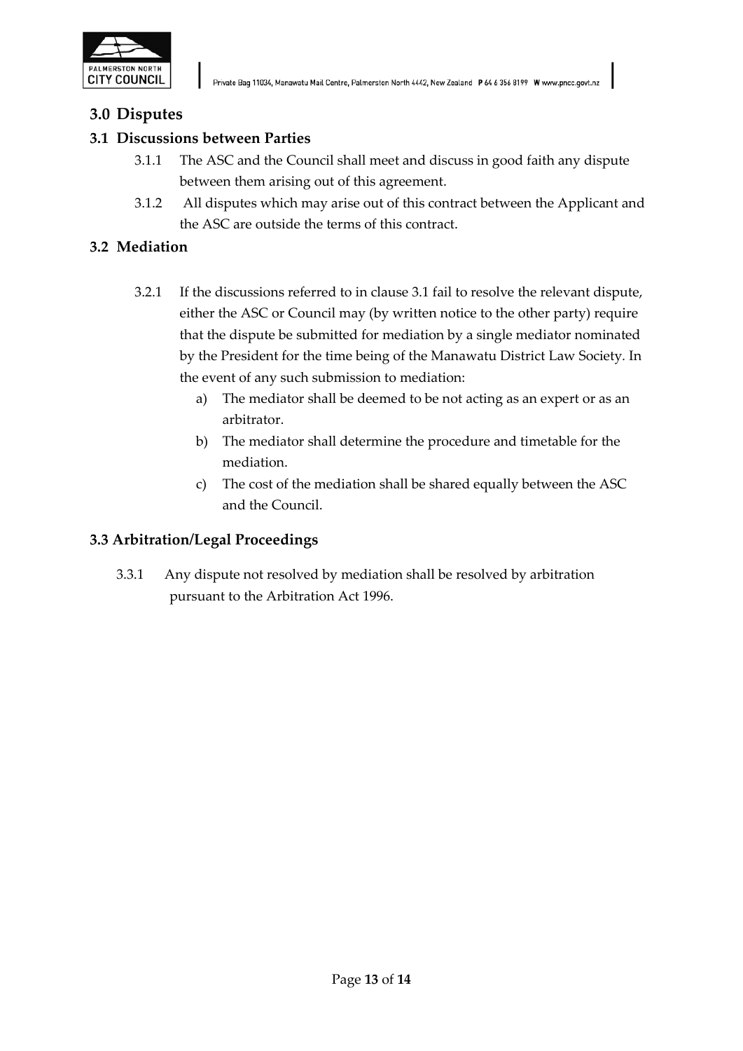## 3.0 Disputes

### 3.1 Discussions between Parties

3.1.1 The ASC and the Council shall meet and discuss in good faith any dispute between them arising out of this agreement.

3.1.2 All disputes which may arise out of this contract between the Applicant and the ASC are outside the terms of this contract.

### 3.2 Mediation

3.2.1 If the discussions referred to in clause 3.1 fail to resolve the relevant dispute, either the ASC or Council may (by written notice to the other party) require that the dispute be submitted for mediation by a single mediator nominated by the President for the time being of the Manawatu District Law Society. In the event of any such submission to mediation:

a) The mediator shall be deemed to be not acting as an expert or as an arbitrator.

b) The mediator shall determine the procedure and timetable for the mediation.

c) The cost of the mediation shall be shared equally between the ASC and the Council.

### 3.3 Arbitration/Legal Proceedings

3.3.1 Any dispute not resolved by mediation shall be resolved by arbitration pursuant to the Arbitration Act 1996.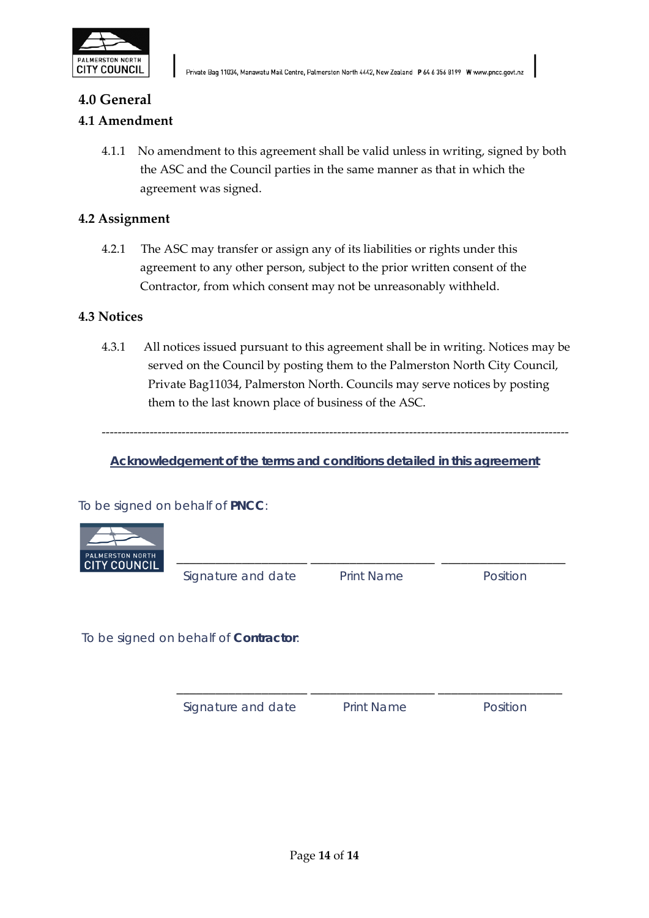# 4.0 General

## 4.1 Amendment

4.1.1 No amendment to this agreement shall be valid unless in writing, signed by both the ASC and the Council parties in the same manner as that in which the agreement was signed.

## 4.2 Assignment

4.2.1 The ASC may transfer or assign any of its liabilities or rights under this agreement to any other person, subject to the prior written consent of the Contractor, from which consent may not be unreasonably withheld.

## 4.3 Notices

4.3.1 All notices issued pursuant to this agreement shall be in writing. Notices may be served on the Council by posting them to the Palmerston North City Council, Private Bag11034, Palmerston North. Councils may serve notices by posting them to the last known place of business of the ASC.

---

**Acknowledgement of the terms and conditions detailed in this agreement**

To be signed on behalf of **PNCC**:

| \_\_\_\_\_\_\_\_\_\_\_\_\_\_\_\_\_\_\_\_ | \_\_\_\_\_\_\_\_\_\_\_\_\_\_\_\_\_\_\_\_ | \_\_\_\_\_\_\_\_\_\_\_\_\_\_\_\_\_\_\_\_ |
|---|---|---|
| Signature and date | Print Name | Position |

To be signed on behalf of **Contractor**:

| \_\_\_\_\_\_\_\_\_\_\_\_\_\_\_\_\_\_\_\_ | \_\_\_\_\_\_\_\_\_\_\_\_\_\_\_\_\_\_\_\_ | \_\_\_\_\_\_\_\_\_\_\_\_\_\_\_\_\_\_\_\_ |
|---|---|---|
| Signature and date | Print Name | Position |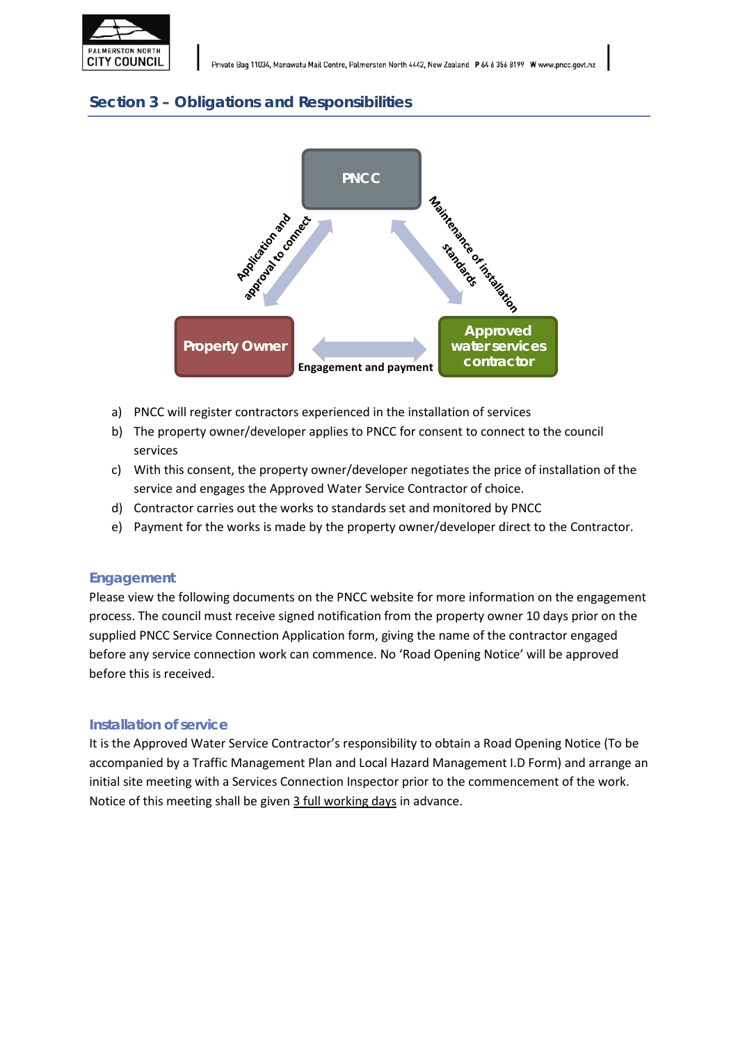## Section 3 – Obligations and Responsibilities

PNCC

Application and approval to connect

Maintenance of installation standards

Property Owner

Engagement and payment

Approved water services contractor

a) PNCC will register contractors experienced in the installation of services
b) The property owner/developer applies to PNCC for consent to connect to the council services
c) With this consent, the property owner/developer negotiates the price of installation of the service and engages the Approved Water Service Contractor of choice.
d) Contractor carries out the works to standards set and monitored by PNCC
e) Payment for the works is made by the property owner/developer direct to the Contractor.

### Engagement

Please view the following documents on the PNCC website for more information on the engagement process. The council must receive signed notification from the property owner 10 days prior on the supplied PNCC Service Connection Application form, giving the name of the contractor engaged before any service connection work can commence. No 'Road Opening Notice' will be approved before this is received.

### Installation of service

It is the Approved Water Service Contractor's responsibility to obtain a Road Opening Notice (To be accompanied by a Traffic Management Plan and Local Hazard Management I.D Form) and arrange an initial site meeting with a Services Connection Inspector prior to the commencement of the work. Notice of this meeting shall be given 3 full working days in advance.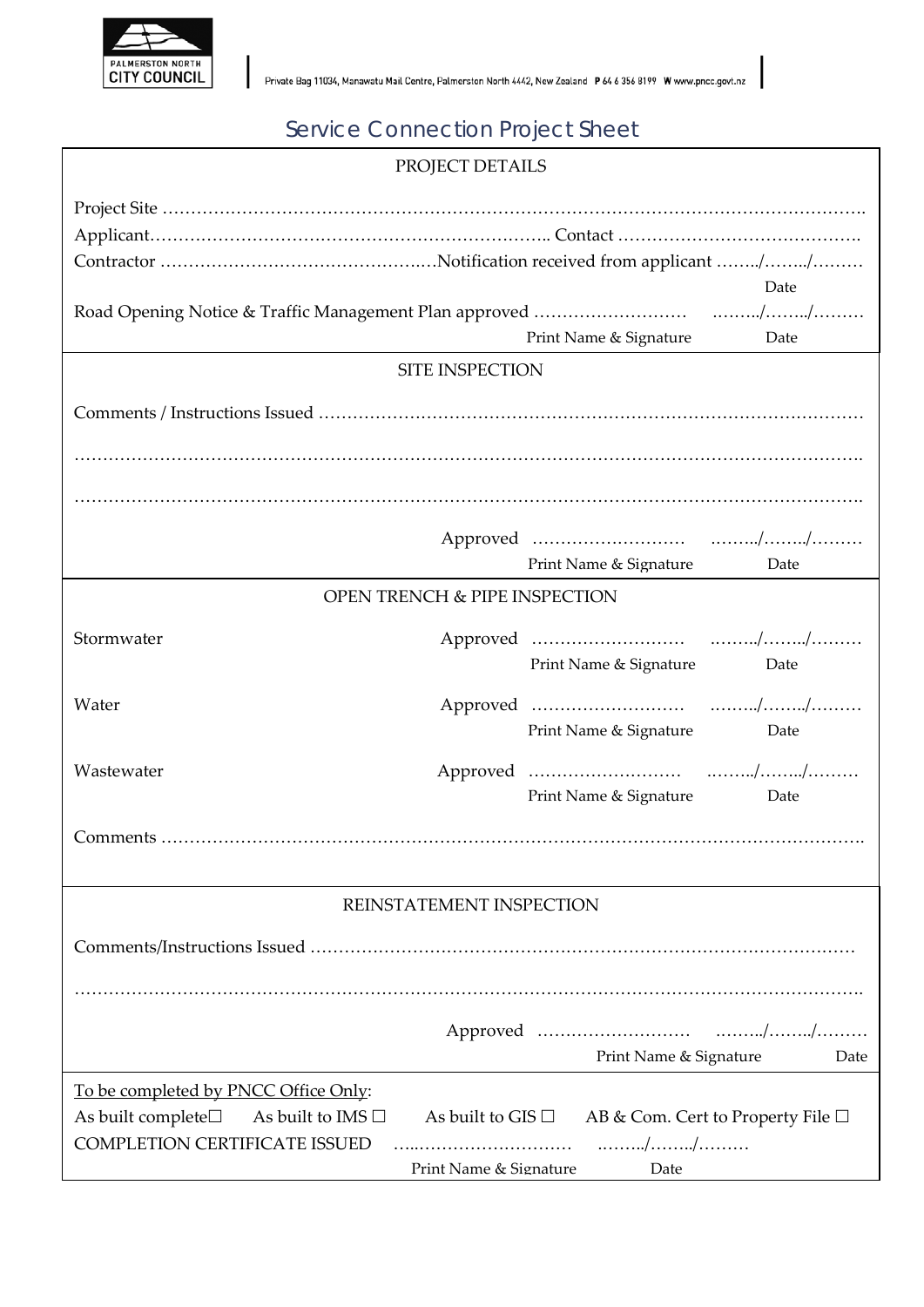PALMERSTON NORTH CITY COUNCIL

Private Bag 11034, Manawatu Mail Centre, Palmerston North 4442, New Zealand P 64 6 356 8199 W www.pncc.govt.nz

# Service Connection Project Sheet

## PROJECT DETAILS

Project Site …………………………………………………………………………………………………………….

Applicant……………………………………………………………….. Contact …………………………………….

Contractor ……………………………………….…Notification received from applicant ……../……../………

Date

Road Opening Notice & Traffic Management Plan approved ……………………… ………/……../………

Print Name & Signature Date

## SITE INSPECTION

Comments / Instructions Issued ……………………………………………………………………………………

…………………………………………………………………………………………………………………………….

…………………………………………………………………………………………………………………………….

Approved ……………………… ………/……../………

Print Name & Signature Date

## OPEN TRENCH & PIPE INSPECTION

Stormwater Approved ……………………… ………/……../………

Print Name & Signature Date

Water Approved ……………………… ………/……../………

Print Name & Signature Date

Wastewater Approved ……………………… ………/……../………

Print Name & Signature Date

Comments ……………………………………………………………………………………………………………….

## REINSTATEMENT INSPECTION

Comments/Instructions Issued ……………………………………………………………………………………

…………………………………………………………………………………………………………………………….

Approved ……………………… ………/……../………

Print Name & Signature Date

To be completed by PNCC Office Only:

As built complete☐ As built to IMS ☐ As built to GIS ☐ AB & Com. Cert to Property File ☐

COMPLETION CERTIFICATE ISSUED …..……………………… ………/……../………

Print Name & Signature Date